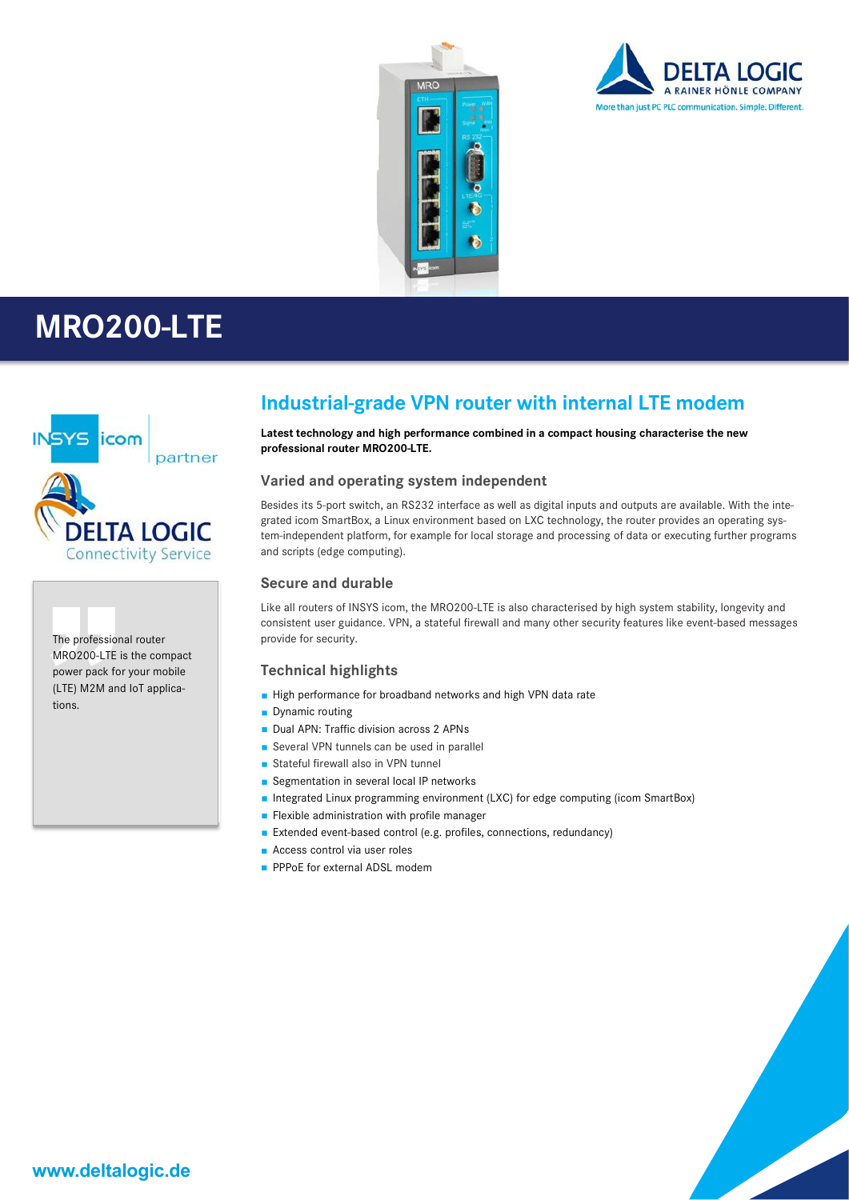# MRO200-LTE

> The professional router MRO200-LTE is the compact power pack for your mobile (LTE) M2M and IoT applications.

## Industrial-grade VPN router with internal LTE modem

**Latest technology and high performance combined in a compact housing characterise the new professional router MRO200-LTE.**

### Varied and operating system independent

Besides its 5-port switch, an RS232 interface as well as digital inputs and outputs are available. With the integrated icom SmartBox, a Linux environment based on LXC technology, the router provides an operating system-independent platform, for example for local storage and processing of data or executing further programs and scripts (edge computing).

### Secure and durable

Like all routers of INSYS icom, the MRO200-LTE is also characterised by high system stability, longevity and consistent user guidance. VPN, a stateful firewall and many other security features like event-based messages provide for security.

### Technical highlights

- High performance for broadband networks and high VPN data rate
- Dynamic routing
- Dual APN: Traffic division across 2 APNs
- Several VPN tunnels can be used in parallel
- Stateful firewall also in VPN tunnel
- Segmentation in several local IP networks
- Integrated Linux programming environment (LXC) for edge computing (icom SmartBox)
- Flexible administration with profile manager
- Extended event-based control (e.g. profiles, connections, redundancy)
- Access control via user roles
- PPPoE for external ADSL modem

www.deltalogic.de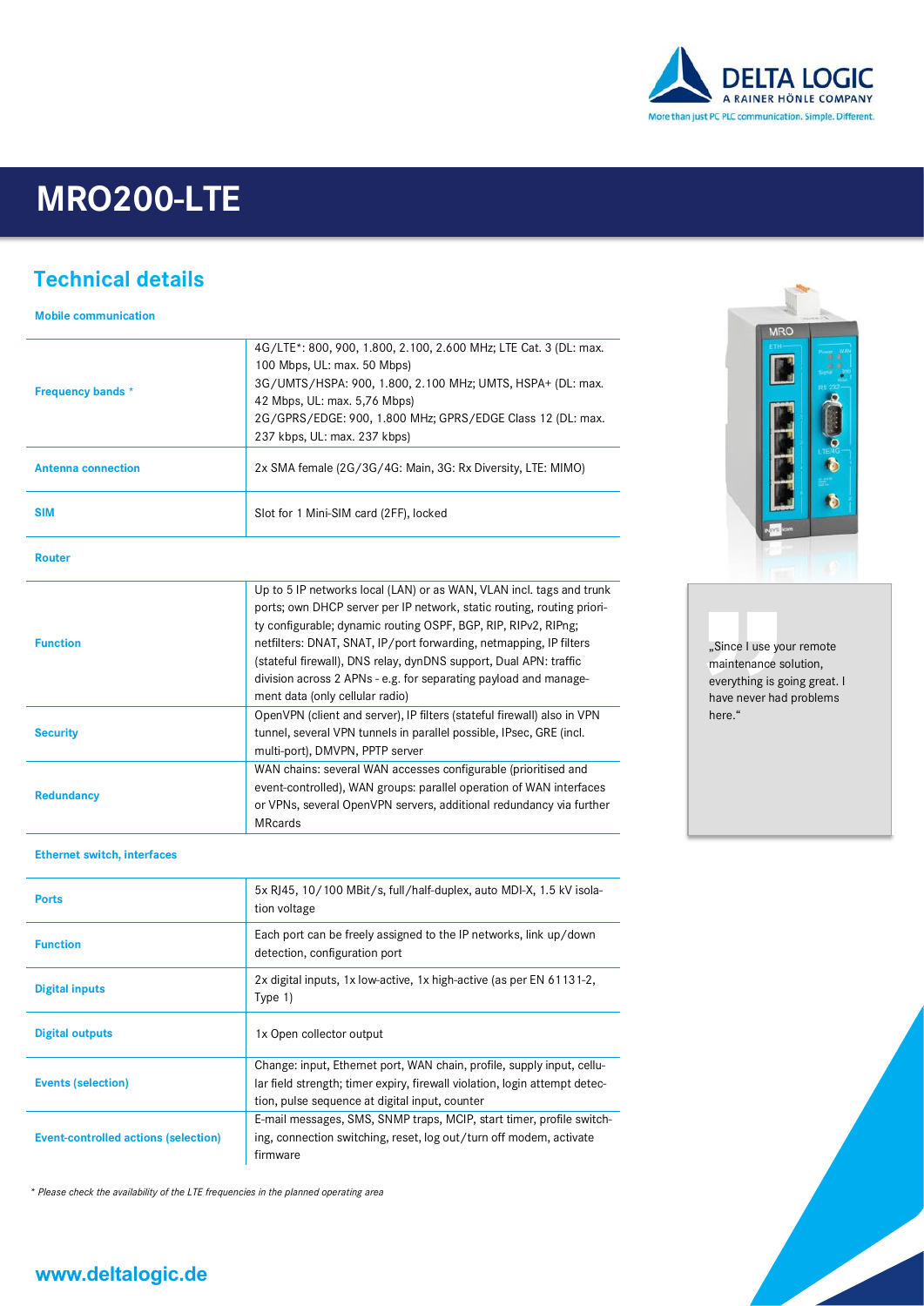# MRO200-LTE

## Technical details

### Mobile communication

| | |
|---|---|
| Frequency bands * | 4G/LTE*: 800, 900, 1.800, 2.100, 2.600 MHz; LTE Cat. 3 (DL: max. 100 Mbps, UL: max. 50 Mbps)<br>3G/UMTS/HSPA: 900, 1.800, 2.100 MHz; UMTS, HSPA+ (DL: max. 42 Mbps, UL: max. 5,76 Mbps)<br>2G/GPRS/EDGE: 900, 1.800 MHz; GPRS/EDGE Class 12 (DL: max. 237 kbps, UL: max. 237 kbps) |
| Antenna connection | 2x SMA female (2G/3G/4G: Main, 3G: Rx Diversity, LTE: MIMO) |
| SIM | Slot for 1 Mini-SIM card (2FF), locked |

### Router

| | |
|---|---|
| Function | Up to 5 IP networks local (LAN) or as WAN, VLAN incl. tags and trunk ports; own DHCP server per IP network, static routing, routing priority configurable; dynamic routing OSPF, BGP, RIP, RIPv2, RIPng; netfilters: DNAT, SNAT, IP/port forwarding, netmapping, IP filters (stateful firewall), DNS relay, dynDNS support, Dual APN: traffic division across 2 APNs - e.g. for separating payload and management data (only cellular radio) |
| Security | OpenVPN (client and server), IP filters (stateful firewall) also in VPN tunnel, several VPN tunnels in parallel possible, IPsec, GRE (incl. multi-port), DMVPN, PPTP server |
| Redundancy | WAN chains: several WAN accesses configurable (prioritised and event-controlled), WAN groups: parallel operation of WAN interfaces or VPNs, several OpenVPN servers, additional redundancy via further MRcards |

### Ethernet switch, interfaces

| | |
|---|---|
| Ports | 5x RJ45, 10/100 MBit/s, full/half-duplex, auto MDI-X, 1.5 kV isolation voltage |
| Function | Each port can be freely assigned to the IP networks, link up/down detection, configuration port |
| Digital inputs | 2x digital inputs, 1x low-active, 1x high-active (as per EN 61131-2, Type 1) |
| Digital outputs | 1x Open collector output |
| Events (selection) | Change: input, Ethernet port, WAN chain, profile, supply input, cellular field strength; timer expiry, firewall violation, login attempt detection, pulse sequence at digital input, counter |
| Event-controlled actions (selection) | E-mail messages, SMS, SNMP traps, MCIP, start timer, profile switching, connection switching, reset, log out/turn off modem, activate firmware |

*\* Please check the availability of the LTE frequencies in the planned operating area*

„Since I use your remote maintenance solution, everything is going great. I have never had problems here.“

**www.deltalogic.de**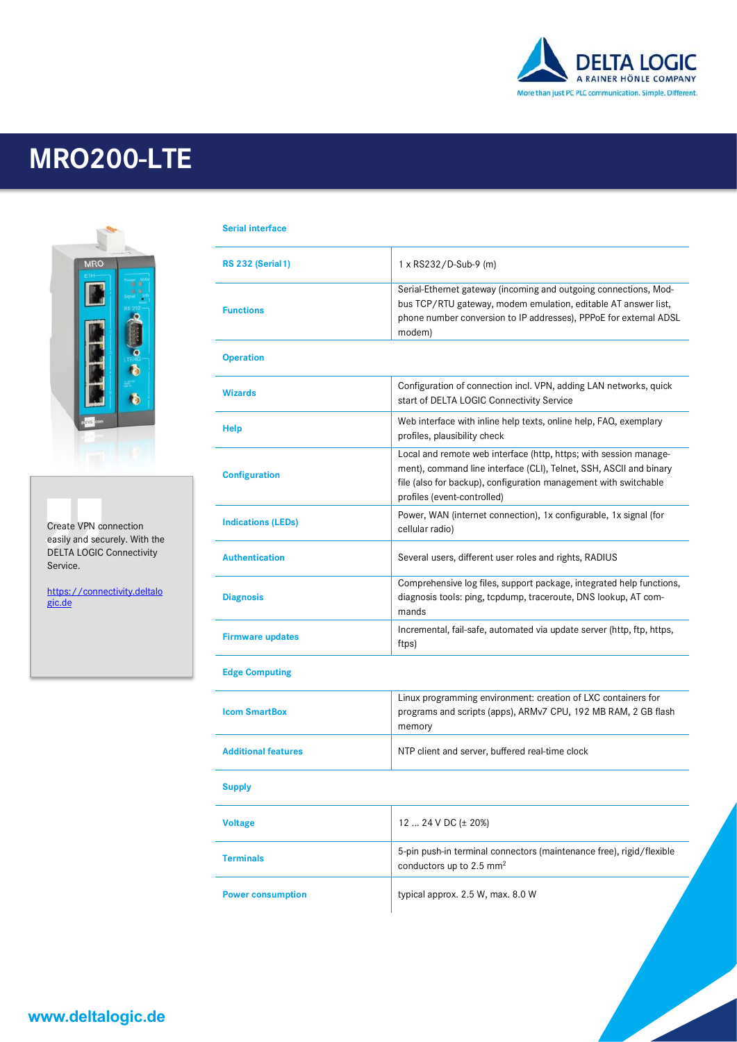# MRO200-LTE

Create VPN connection easily and securely. With the DELTA LOGIC Connectivity Service.

https://connectivity.deltalogic.de

**Serial interface**

| | |
|---|---|
| **RS 232 (Serial 1)** | 1 x RS232/D-Sub-9 (m) |
| **Functions** | Serial-Ethernet gateway (incoming and outgoing connections, Modbus TCP/RTU gateway, modem emulation, editable AT answer list, phone number conversion to IP addresses), PPPoE for external ADSL modem) |

**Operation**

| | |
|---|---|
| **Wizards** | Configuration of connection incl. VPN, adding LAN networks, quick start of DELTA LOGIC Connectivity Service |
| **Help** | Web interface with inline help texts, online help, FAQ, exemplary profiles, plausibility check |
| **Configuration** | Local and remote web interface (http, https; with session management), command line interface (CLI), Telnet, SSH, ASCII and binary file (also for backup), configuration management with switchable profiles (event-controlled) |
| **Indications (LEDs)** | Power, WAN (internet connection), 1x configurable, 1x signal (for cellular radio) |
| **Authentication** | Several users, different user roles and rights, RADIUS |
| **Diagnosis** | Comprehensive log files, support package, integrated help functions, diagnosis tools: ping, tcpdump, traceroute, DNS lookup, AT commands |
| **Firmware updates** | Incremental, fail-safe, automated via update server (http, ftp, https, ftps) |

**Edge Computing**

| | |
|---|---|
| **Icom SmartBox** | Linux programming environment: creation of LXC containers for programs and scripts (apps), ARMv7 CPU, 192 MB RAM, 2 GB flash memory |
| **Additional features** | NTP client and server, buffered real-time clock |

**Supply**

| | |
|---|---|
| **Voltage** | 12 ... 24 V DC (± 20%) |
| **Terminals** | 5-pin push-in terminal connectors (maintenance free), rigid/flexible conductors up to 2.5 mm$^2$ |
| **Power consumption** | typical approx. 2.5 W, max. 8.0 W |

www.deltalogic.de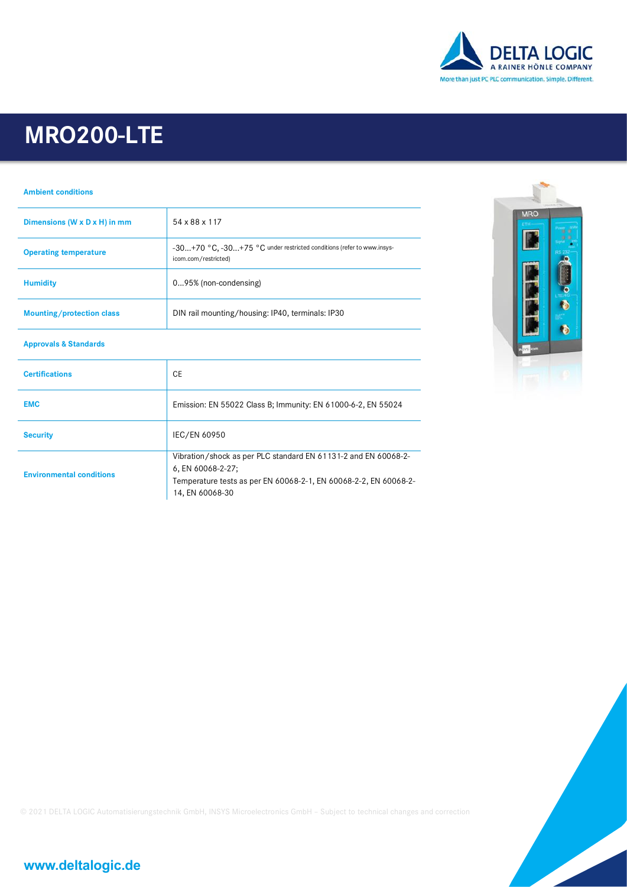# MRO200-LTE

### Ambient conditions

| | |
|---|---|
| **Dimensions (W x D x H) in mm** | 54 x 88 x 117 |
| **Operating temperature** | -30...+70 °C, -30...+75 °C under restricted conditions (refer to www.insys-icom.com/restricted) |
| **Humidity** | 0...95% (non-condensing) |
| **Mounting/protection class** | DIN rail mounting/housing: IP40, terminals: IP30 |

### Approvals & Standards

| | |
|---|---|
| **Certifications** | CE |
| **EMC** | Emission: EN 55022 Class B; Immunity: EN 61000-6-2, EN 55024 |
| **Security** | IEC/EN 60950 |
| **Environmental conditions** | Vibration/shock as per PLC standard EN 61131-2 and EN 60068-2-6, EN 60068-2-27; Temperature tests as per EN 60068-2-1, EN 60068-2-2, EN 60068-2-14, EN 60068-30 |

© 2021 DELTA LOGIC Automatisierungstechnik GmbH, INSYS Microelectronics GmbH – Subject to technical changes and correction

**www.deltalogic.de**